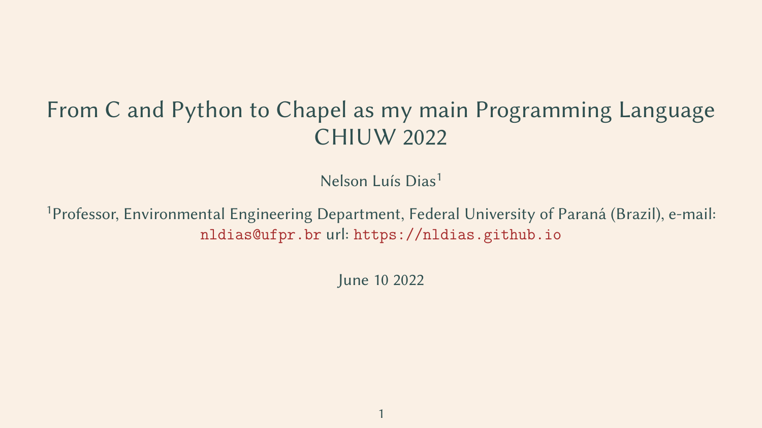# From C and Python to Chapel as my main Programming Language CHIUW 2022

Nelson Luís Dias[1]

[1]Professor, Environmental Engineering Department, Federal University of Paraná (Brazil), e-mail: nldias@ufpr.br url: https://nldias.github.io

June 10 2022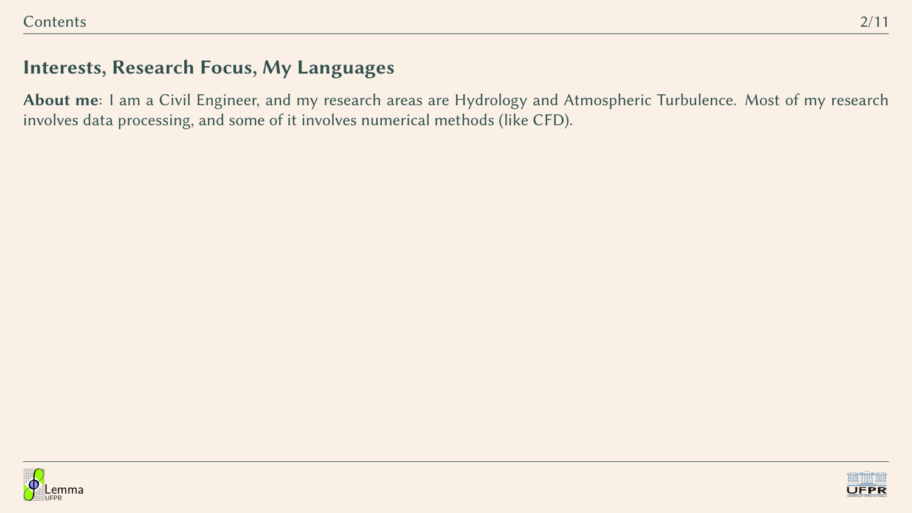## Interests, Research Focus, My Languages

**About me**: I am a Civil Engineer, and my research areas are Hydrology and Atmospheric Turbulence. Most of my research involves data processing, and some of it involves numerical methods (like CFD).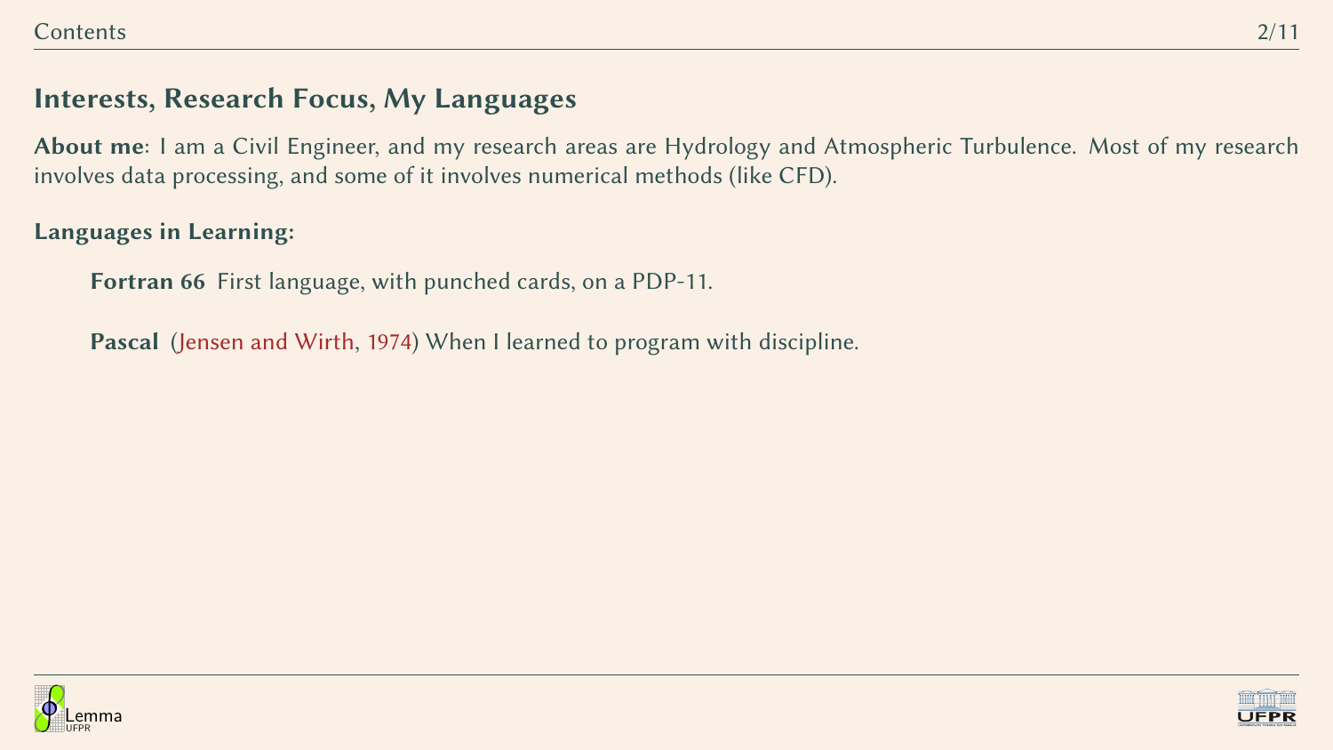## Interests, Research Focus, My Languages

**About me**: I am a Civil Engineer, and my research areas are Hydrology and Atmospheric Turbulence. Most of my research involves data processing, and some of it involves numerical methods (like CFD).

**Languages in Learning:**

**Fortran 66** First language, with punched cards, on a PDP-11.

**Pascal** (Jensen and Wirth, 1974) When I learned to program with discipline.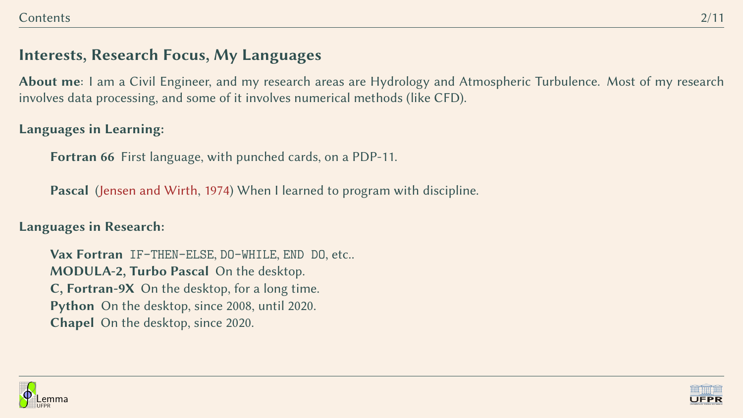## Interests, Research Focus, My Languages

**About me**: I am a Civil Engineer, and my research areas are Hydrology and Atmospheric Turbulence. Most of my research involves data processing, and some of it involves numerical methods (like CFD).

**Languages in Learning:**

**Fortran 66** First language, with punched cards, on a PDP-11.

**Pascal** (Jensen and Wirth, 1974) When I learned to program with discipline.

**Languages in Research:**

**Vax Fortran** `IF-THEN-ELSE`, `DO-WHILE`, `END DO`, etc..
**MODULA-2, Turbo Pascal** On the desktop.
**C, Fortran-9X** On the desktop, for a long time.
**Python** On the desktop, since 2008, until 2020.
**Chapel** On the desktop, since 2020.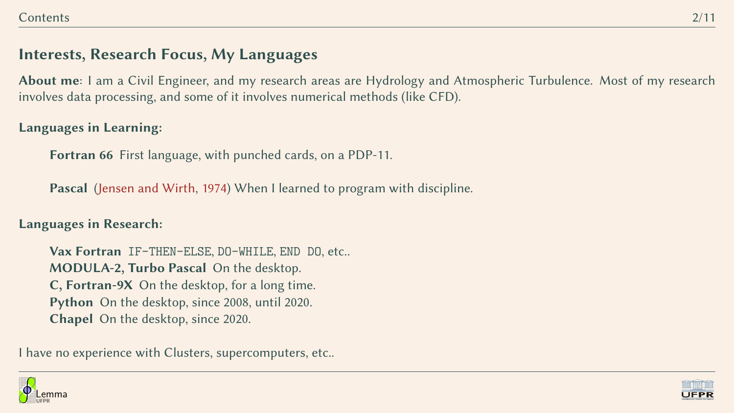## Interests, Research Focus, My Languages

**About me**: I am a Civil Engineer, and my research areas are Hydrology and Atmospheric Turbulence. Most of my research involves data processing, and some of it involves numerical methods (like CFD).

**Languages in Learning:**

**Fortran 66** First language, with punched cards, on a PDP-11.

**Pascal** (Jensen and Wirth, 1974) When I learned to program with discipline.

**Languages in Research:**

**Vax Fortran** `IF-THEN-ELSE`, `DO-WHILE`, `END DO`, etc..
**MODULA-2, Turbo Pascal** On the desktop.
**C, Fortran-9X** On the desktop, for a long time.
**Python** On the desktop, since 2008, until 2020.
**Chapel** On the desktop, since 2020.

I have no experience with Clusters, supercomputers, etc..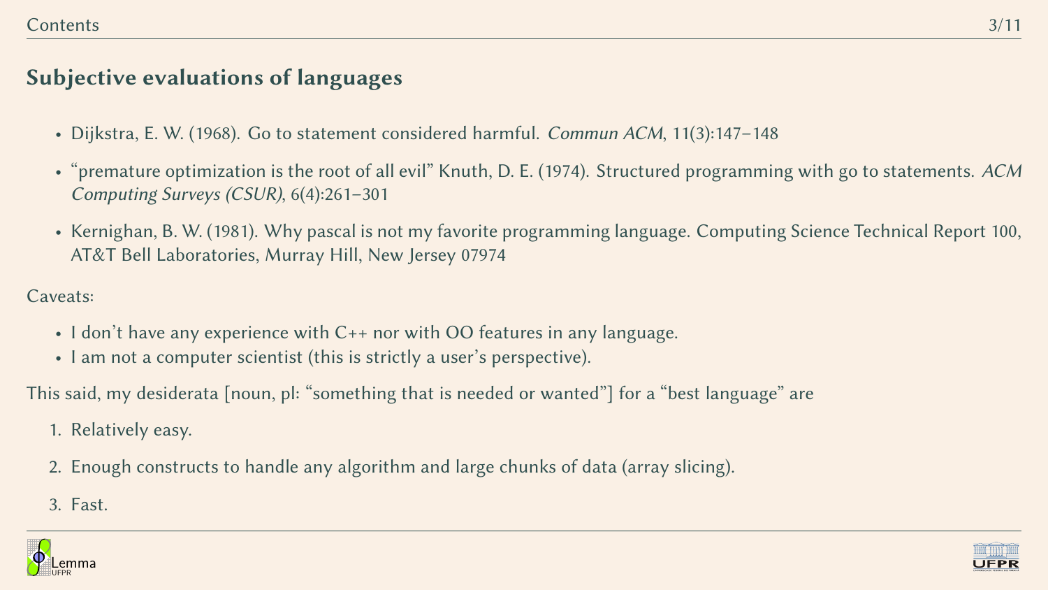## Subjective evaluations of languages

- Dijkstra, E. W. (1968). Go to statement considered harmful. *Commun ACM*, 11(3):147–148
- "premature optimization is the root of all evil" Knuth, D. E. (1974). Structured programming with go to statements. *ACM Computing Surveys (CSUR)*, 6(4):261–301
- Kernighan, B. W. (1981). Why pascal is not my favorite programming language. Computing Science Technical Report 100, AT&T Bell Laboratories, Murray Hill, New Jersey 07974

Caveats:

- I don't have any experience with C++ nor with OO features in any language.
- I am not a computer scientist (this is strictly a user's perspective).

This said, my desiderata [noun, pl: "something that is needed or wanted"] for a "best language" are

1. Relatively easy.
2. Enough constructs to handle any algorithm and large chunks of data (array slicing).
3. Fast.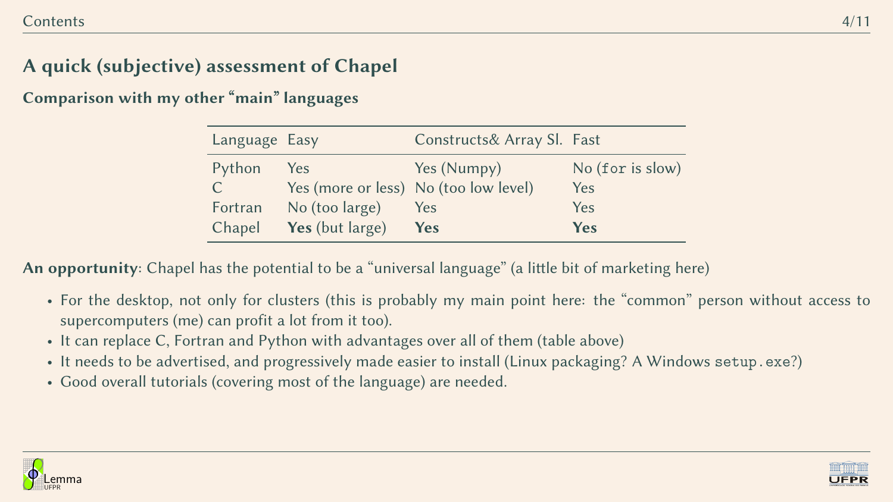## A quick (subjective) assessment of Chapel

### Comparison with my other "main" languages

| Language | Easy | Constructs& Array Sl. | Fast |
|---|---|---|---|
| Python | Yes | Yes (Numpy) | No (`for` is slow) |
| C | Yes (more or less) | No (too low level) | Yes |
| Fortran | No (too large) | Yes | Yes |
| Chapel | **Yes** (but large) | **Yes** | **Yes** |

**An opportunity**: Chapel has the potential to be a "universal language" (a little bit of marketing here)

- For the desktop, not only for clusters (this is probably my main point here: the "common" person without access to supercomputers (me) can profit a lot from it too).
- It can replace C, Fortran and Python with advantages over all of them (table above)
- It needs to be advertised, and progressively made easier to install (Linux packaging? A Windows `setup.exe`?)
- Good overall tutorials (covering most of the language) are needed.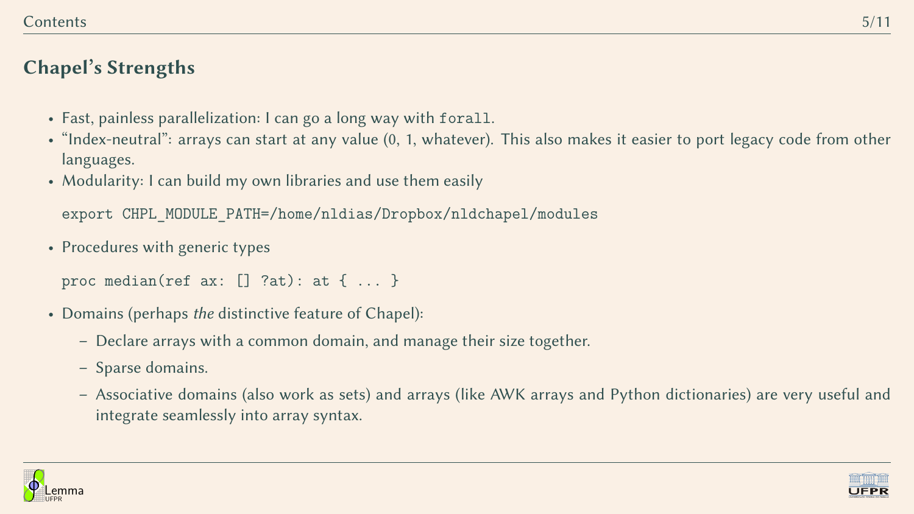## Chapel's Strengths

- Fast, painless parallelization: I can go a long way with `forall`.
- "Index-neutral": arrays can start at any value (0, 1, whatever). This also makes it easier to port legacy code from other languages.
- Modularity: I can build my own libraries and use them easily

  ```
  export CHPL_MODULE_PATH=/home/nldias/Dropbox/nldchapel/modules
  ```

- Procedures with generic types

  ```
  proc median(ref ax: [] ?at): at { ... }
  ```

- Domains (perhaps *the* distinctive feature of Chapel):
  - Declare arrays with a common domain, and manage their size together.
  - Sparse domains.
  - Associative domains (also work as sets) and arrays (like AWK arrays and Python dictionaries) are very useful and integrate seamlessly into array syntax.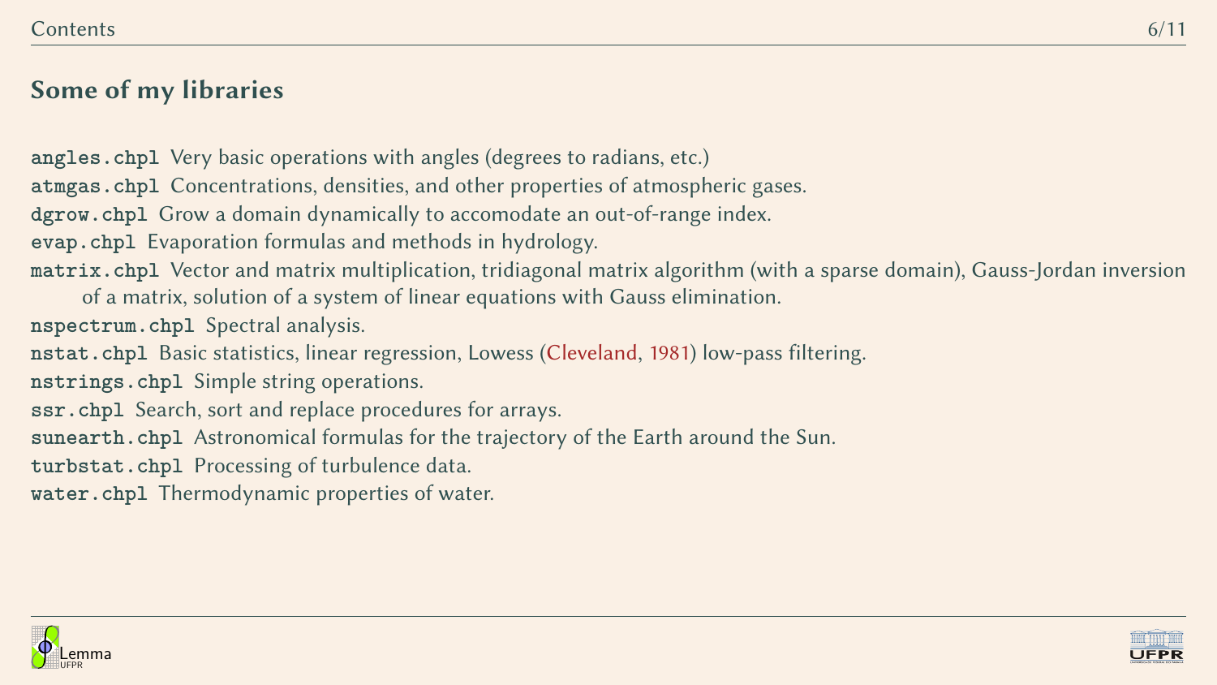## Some of my libraries

**`angles.chpl`** Very basic operations with angles (degrees to radians, etc.)

**`atmgas.chpl`** Concentrations, densities, and other properties of atmospheric gases.

**`dgrow.chpl`** Grow a domain dynamically to accomodate an out-of-range index.

**`evap.chpl`** Evaporation formulas and methods in hydrology.

**`matrix.chpl`** Vector and matrix multiplication, tridiagonal matrix algorithm (with a sparse domain), Gauss-Jordan inversion of a matrix, solution of a system of linear equations with Gauss elimination.

**`nspectrum.chpl`** Spectral analysis.

**`nstat.chpl`** Basic statistics, linear regression, Lowess (Cleveland, 1981) low-pass filtering.

**`nstrings.chpl`** Simple string operations.

**`ssr.chpl`** Search, sort and replace procedures for arrays.

**`sunearth.chpl`** Astronomical formulas for the trajectory of the Earth around the Sun.

**`turbstat.chpl`** Processing of turbulence data.

**`water.chpl`** Thermodynamic properties of water.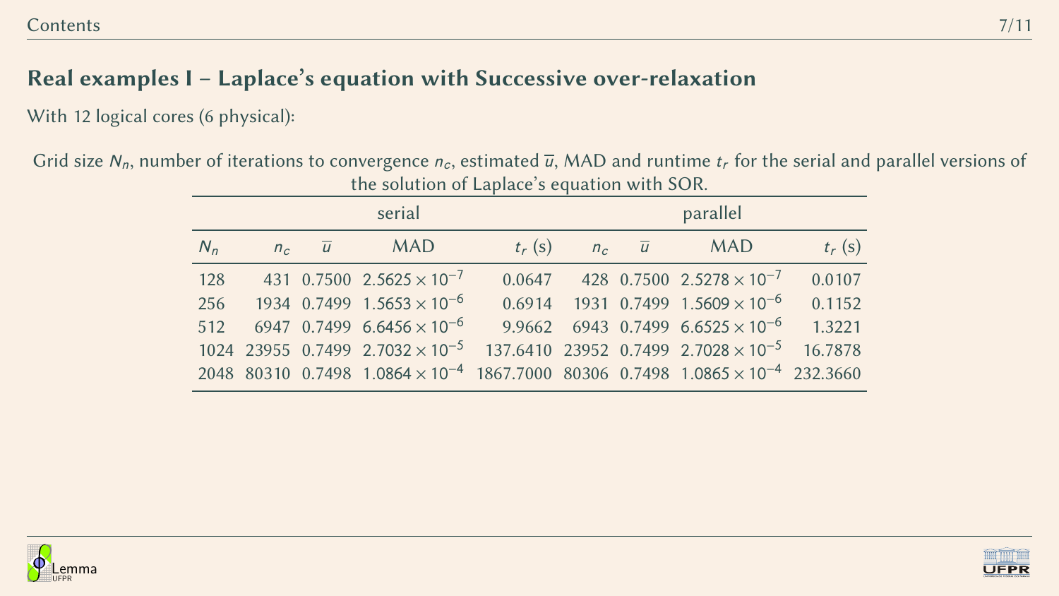## Real examples I – Laplace's equation with Successive over-relaxation

With 12 logical cores (6 physical):

Grid size $N_n$, number of iterations to convergence $n_c$, estimated $\overline{u}$, MAD and runtime $t_r$ for the serial and parallel versions of the solution of Laplace's equation with SOR.

| | serial | | | | parallel | | | |
|---|---|---|---|---|---|---|---|---|
| $N_n$ | $n_c$ | $\overline{u}$ | MAD | $t_r$ (s) | $n_c$ | $\overline{u}$ | MAD | $t_r$ (s) |
| 128 | 431 | 0.7500 | $2.5625 \times 10^{-7}$ | 0.0647 | 428 | 0.7500 | $2.5278 \times 10^{-7}$ | 0.0107 |
| 256 | 1934 | 0.7499 | $1.5653 \times 10^{-6}$ | 0.6914 | 1931 | 0.7499 | $1.5609 \times 10^{-6}$ | 0.1152 |
| 512 | 6947 | 0.7499 | $6.6456 \times 10^{-6}$ | 9.9662 | 6943 | 0.7499 | $6.6525 \times 10^{-6}$ | 1.3221 |
| 1024 | 23955 | 0.7499 | $2.7032 \times 10^{-5}$ | 137.6410 | 23952 | 0.7499 | $2.7028 \times 10^{-5}$ | 16.7878 |
| 2048 | 80310 | 0.7498 | $1.0864 \times 10^{-4}$ | 1867.7000 | 80306 | 0.7498 | $1.0865 \times 10^{-4}$ | 232.3660 |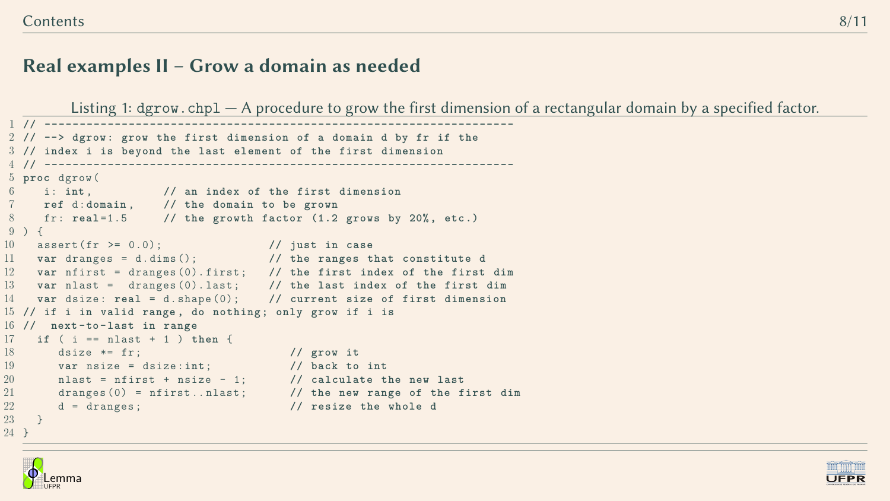## Real examples II – Grow a domain as needed

Listing 1: `dgrow.chpl` — A procedure to grow the first dimension of a rectangular domain by a specified factor.

```
// --------------------------------------------------------------------
// --> dgrow: grow the first dimension of a domain d by fr if the
// index i is beyond the last element of the first dimension
// --------------------------------------------------------------------
proc dgrow(
   i: int,          // an index of the first dimension
   ref d:domain,    // the domain to be grown
   fr: real=1.5     // the growth factor (1.2 grows by 20%, etc.)
) {
  assert(fr >= 0.0);               // just in case
  var dranges = d.dims();          // the ranges that constitute d
  var nfirst = dranges(0).first;   // the first index of the first dim
  var nlast =  dranges(0).last;    // the last index of the first dim
  var dsize: real = d.shape(0);    // current size of first dimension
// if i in valid range, do nothing; only grow if i is
//  next-to-last in range
  if ( i == nlast + 1 ) then {
     dsize *= fr;                     // grow it
     var nsize = dsize:int;           // back to int
     nlast = nfirst + nsize - 1;      // calculate the new last
     dranges(0) = nfirst..nlast;      // the new range of the first dim
     d = dranges;                     // resize the whole d
  }
}
```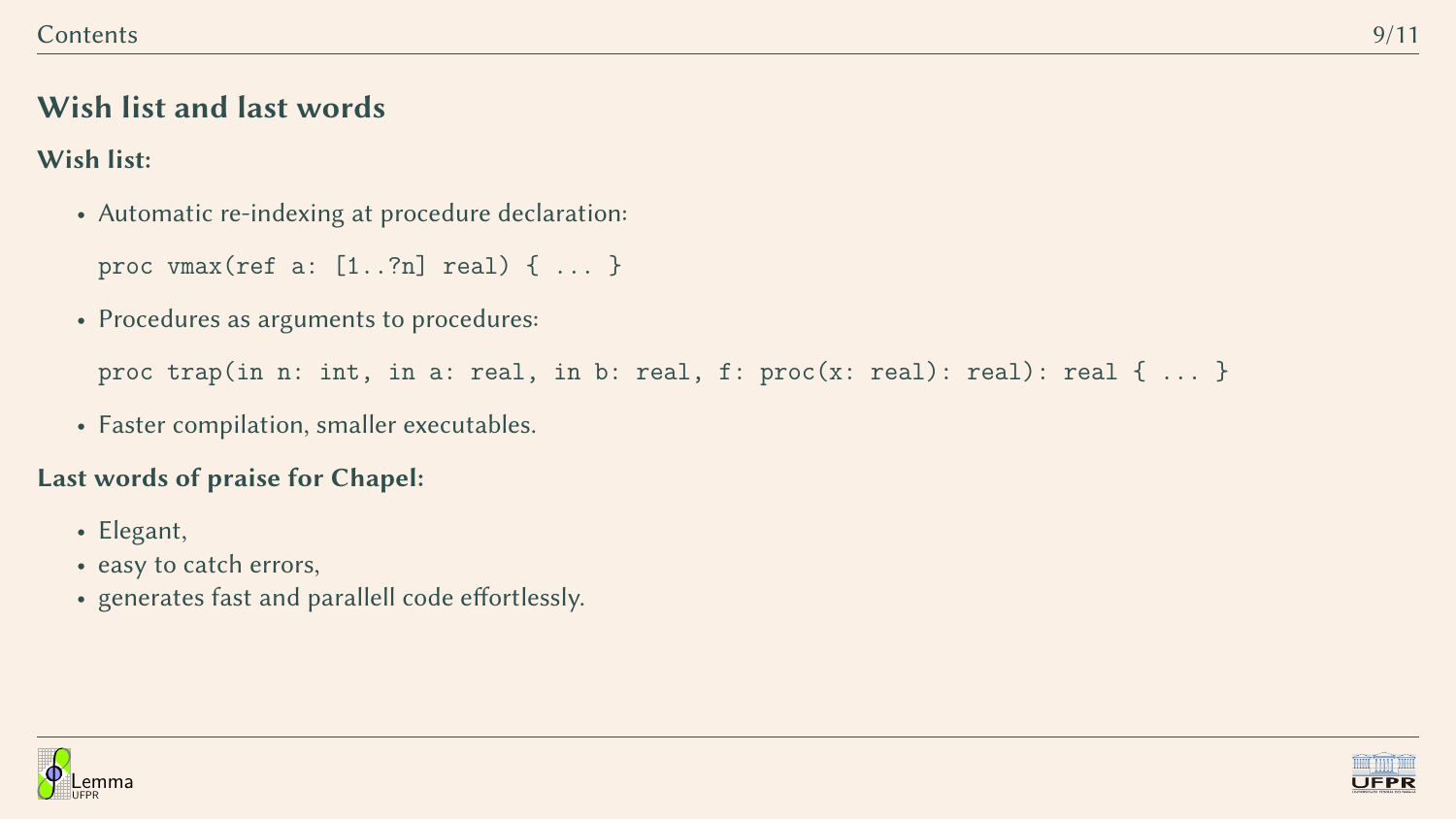## Wish list and last words

**Wish list:**

- Automatic re-indexing at procedure declaration:

  ```
  proc vmax(ref a: [1..?n] real) { ... }
  ```

- Procedures as arguments to procedures:

  ```
  proc trap(in n: int, in a: real, in b: real, f: proc(x: real): real): real { ... }
  ```

- Faster compilation, smaller executables.

**Last words of praise for Chapel:**

- Elegant,
- easy to catch errors,
- generates fast and parallell code effortlessly.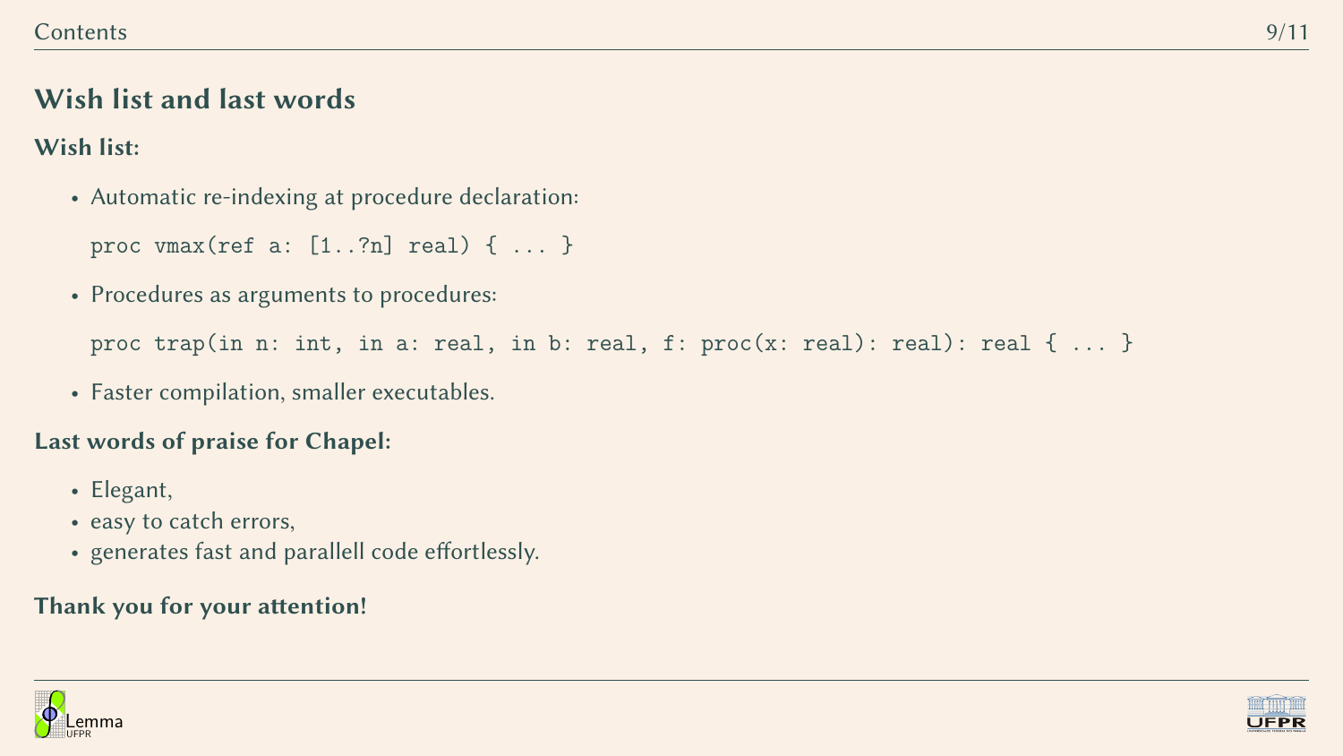## Wish list and last words

**Wish list:**

- Automatic re-indexing at procedure declaration:

  ```
  proc vmax(ref a: [1..?n] real) { ... }
  ```

- Procedures as arguments to procedures:

  ```
  proc trap(in n: int, in a: real, in b: real, f: proc(x: real): real): real { ... }
  ```

- Faster compilation, smaller executables.

**Last words of praise for Chapel:**

- Elegant,
- easy to catch errors,
- generates fast and parallell code effortlessly.

**Thank you for your attention!**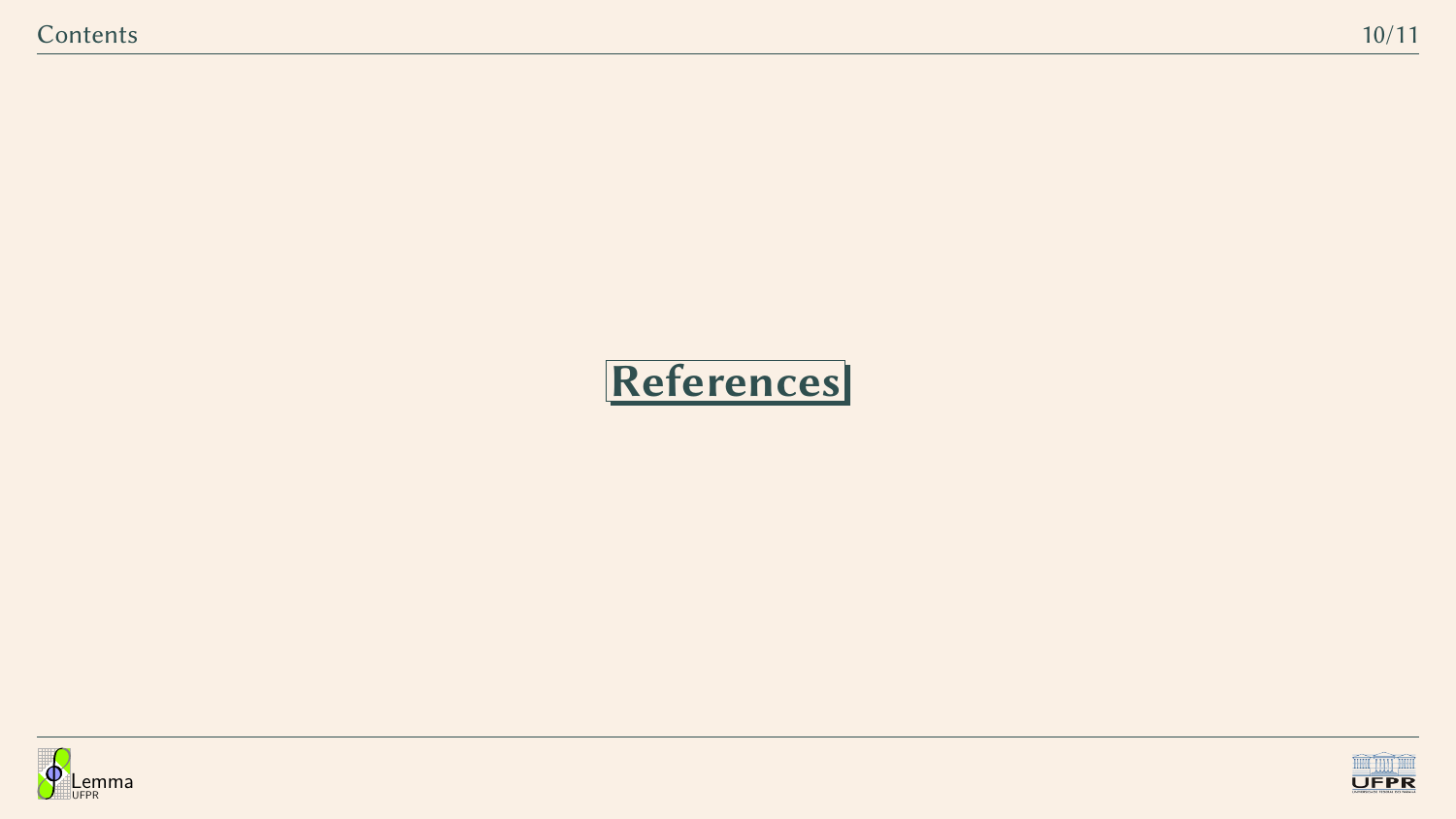# References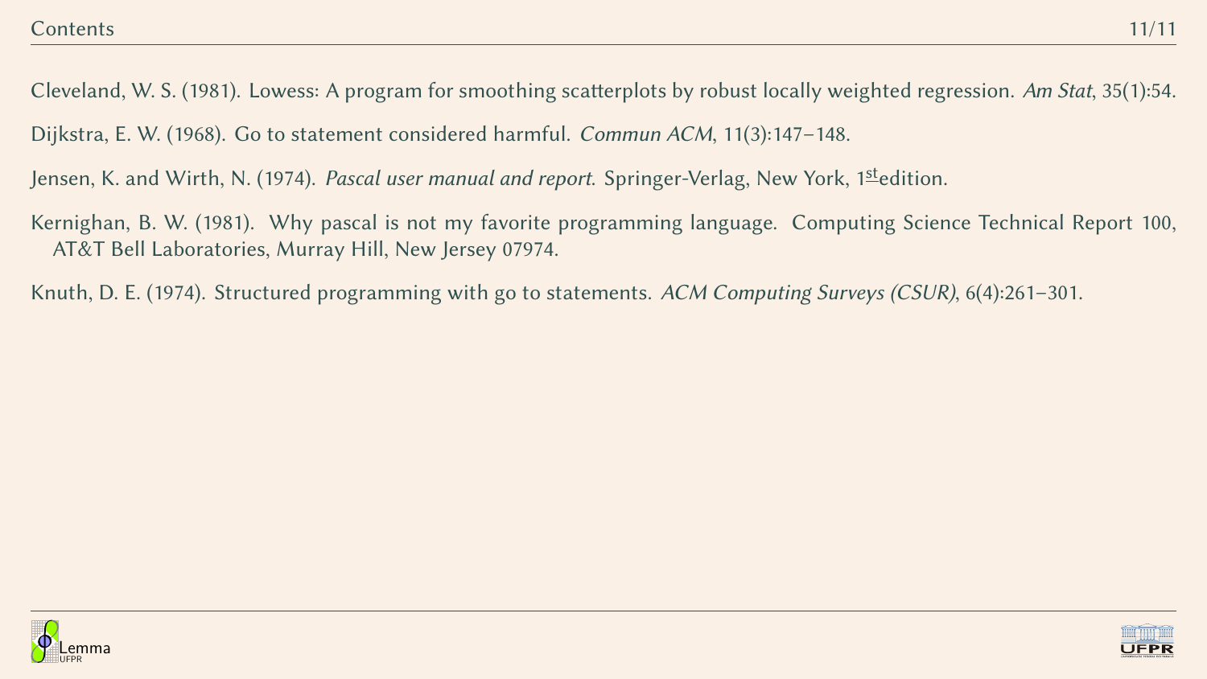Cleveland, W. S. (1981). Lowess: A program for smoothing scatterplots by robust locally weighted regression. *Am Stat*, 35(1):54.

Dijkstra, E. W. (1968). Go to statement considered harmful. *Commun ACM*, 11(3):147–148.

Jensen, K. and Wirth, N. (1974). *Pascal user manual and report.* Springer-Verlag, New York, 1st edition.

Kernighan, B. W. (1981). Why pascal is not my favorite programming language. Computing Science Technical Report 100, AT&T Bell Laboratories, Murray Hill, New Jersey 07974.

Knuth, D. E. (1974). Structured programming with go to statements. *ACM Computing Surveys (CSUR)*, 6(4):261–301.